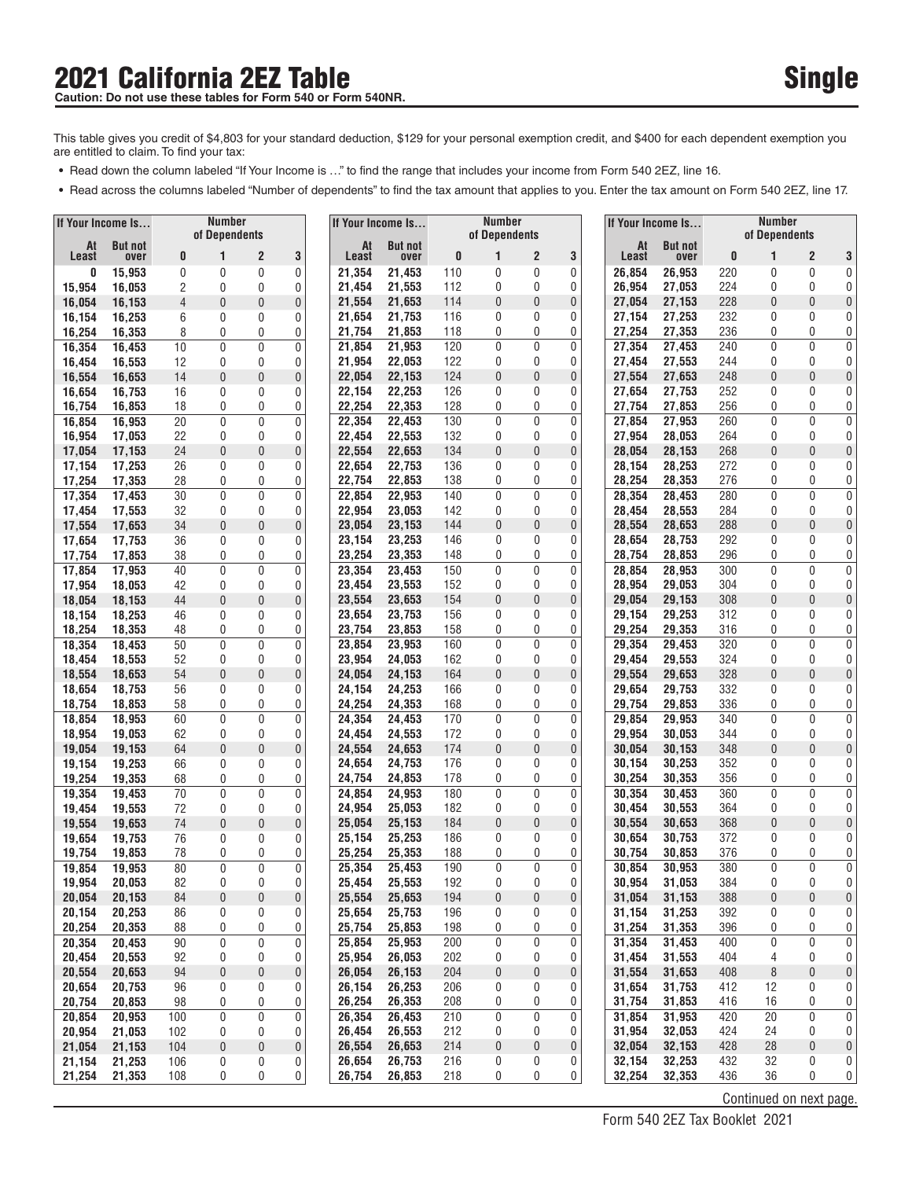# 2021 California 2EZ Table

## Single

**Caution: Do not use these tables for Form 540 or Form 540NR.**

This table gives you credit of $4,803 for your standard deduction, $129 for your personal exemption credit, and $400 for each dependent exemption you are entitled to claim. To find your tax:

- Read down the column labeled "If Your Income is …" to find the range that includes your income from Form 540 2EZ, line 16.
- Read across the columns labeled "Number of dependents" to find the tax amount that applies to you. Enter the tax amount on Form 540 2EZ, line 17.

| If Your Income Is… | | Number of Dependents | | | |
|---|---|---|---|---|---|
| At Least | But not over | 0 | 1 | 2 | 3 |
| 0 | 15,953 | 0 | 0 | 0 | 0 |
| 15,954 | 16,053 | 2 | 0 | 0 | 0 |
| 16,054 | 16,153 | 4 | 0 | 0 | 0 |
| 16,154 | 16,253 | 6 | 0 | 0 | 0 |
| 16,254 | 16,353 | 8 | 0 | 0 | 0 |
| 16,354 | 16,453 | 10 | 0 | 0 | 0 |
| 16,454 | 16,553 | 12 | 0 | 0 | 0 |
| 16,554 | 16,653 | 14 | 0 | 0 | 0 |
| 16,654 | 16,753 | 16 | 0 | 0 | 0 |
| 16,754 | 16,853 | 18 | 0 | 0 | 0 |
| 16,854 | 16,953 | 20 | 0 | 0 | 0 |
| 16,954 | 17,053 | 22 | 0 | 0 | 0 |
| 17,054 | 17,153 | 24 | 0 | 0 | 0 |
| 17,154 | 17,253 | 26 | 0 | 0 | 0 |
| 17,254 | 17,353 | 28 | 0 | 0 | 0 |
| 17,354 | 17,453 | 30 | 0 | 0 | 0 |
| 17,454 | 17,553 | 32 | 0 | 0 | 0 |
| 17,554 | 17,653 | 34 | 0 | 0 | 0 |
| 17,654 | 17,753 | 36 | 0 | 0 | 0 |
| 17,754 | 17,853 | 38 | 0 | 0 | 0 |
| 17,854 | 17,953 | 40 | 0 | 0 | 0 |
| 17,954 | 18,053 | 42 | 0 | 0 | 0 |
| 18,054 | 18,153 | 44 | 0 | 0 | 0 |
| 18,154 | 18,253 | 46 | 0 | 0 | 0 |
| 18,254 | 18,353 | 48 | 0 | 0 | 0 |
| 18,354 | 18,453 | 50 | 0 | 0 | 0 |
| 18,454 | 18,553 | 52 | 0 | 0 | 0 |
| 18,554 | 18,653 | 54 | 0 | 0 | 0 |
| 18,654 | 18,753 | 56 | 0 | 0 | 0 |
| 18,754 | 18,853 | 58 | 0 | 0 | 0 |
| 18,854 | 18,953 | 60 | 0 | 0 | 0 |
| 18,954 | 19,053 | 62 | 0 | 0 | 0 |
| 19,054 | 19,153 | 64 | 0 | 0 | 0 |
| 19,154 | 19,253 | 66 | 0 | 0 | 0 |
| 19,254 | 19,353 | 68 | 0 | 0 | 0 |
| 19,354 | 19,453 | 70 | 0 | 0 | 0 |
| 19,454 | 19,553 | 72 | 0 | 0 | 0 |
| 19,554 | 19,653 | 74 | 0 | 0 | 0 |
| 19,654 | 19,753 | 76 | 0 | 0 | 0 |
| 19,754 | 19,853 | 78 | 0 | 0 | 0 |
| 19,854 | 19,953 | 80 | 0 | 0 | 0 |
| 19,954 | 20,053 | 82 | 0 | 0 | 0 |
| 20,054 | 20,153 | 84 | 0 | 0 | 0 |
| 20,154 | 20,253 | 86 | 0 | 0 | 0 |
| 20,254 | 20,353 | 88 | 0 | 0 | 0 |
| 20,354 | 20,453 | 90 | 0 | 0 | 0 |
| 20,454 | 20,553 | 92 | 0 | 0 | 0 |
| 20,554 | 20,653 | 94 | 0 | 0 | 0 |
| 20,654 | 20,753 | 96 | 0 | 0 | 0 |
| 20,754 | 20,853 | 98 | 0 | 0 | 0 |
| 20,854 | 20,953 | 100 | 0 | 0 | 0 |
| 20,954 | 21,053 | 102 | 0 | 0 | 0 |
| 21,054 | 21,153 | 104 | 0 | 0 | 0 |
| 21,154 | 21,253 | 106 | 0 | 0 | 0 |
| 21,254 | 21,353 | 108 | 0 | 0 | 0 |
| 21,354 | 21,453 | 110 | 0 | 0 | 0 |
| 21,454 | 21,553 | 112 | 0 | 0 | 0 |
| 21,554 | 21,653 | 114 | 0 | 0 | 0 |
| 21,654 | 21,753 | 116 | 0 | 0 | 0 |
| 21,754 | 21,853 | 118 | 0 | 0 | 0 |
| 21,854 | 21,953 | 120 | 0 | 0 | 0 |
| 21,954 | 22,053 | 122 | 0 | 0 | 0 |
| 22,054 | 22,153 | 124 | 0 | 0 | 0 |
| 22,154 | 22,253 | 126 | 0 | 0 | 0 |
| 22,254 | 22,353 | 128 | 0 | 0 | 0 |
| 22,354 | 22,453 | 130 | 0 | 0 | 0 |
| 22,454 | 22,553 | 132 | 0 | 0 | 0 |
| 22,554 | 22,653 | 134 | 0 | 0 | 0 |
| 22,654 | 22,753 | 136 | 0 | 0 | 0 |
| 22,754 | 22,853 | 138 | 0 | 0 | 0 |
| 22,854 | 22,953 | 140 | 0 | 0 | 0 |
| 22,954 | 23,053 | 142 | 0 | 0 | 0 |
| 23,054 | 23,153 | 144 | 0 | 0 | 0 |
| 23,154 | 23,253 | 146 | 0 | 0 | 0 |
| 23,254 | 23,353 | 148 | 0 | 0 | 0 |
| 23,354 | 23,453 | 150 | 0 | 0 | 0 |
| 23,454 | 23,553 | 152 | 0 | 0 | 0 |
| 23,554 | 23,653 | 154 | 0 | 0 | 0 |
| 23,654 | 23,753 | 156 | 0 | 0 | 0 |
| 23,754 | 23,853 | 158 | 0 | 0 | 0 |
| 23,854 | 23,953 | 160 | 0 | 0 | 0 |
| 23,954 | 24,053 | 162 | 0 | 0 | 0 |
| 24,054 | 24,153 | 164 | 0 | 0 | 0 |
| 24,154 | 24,253 | 166 | 0 | 0 | 0 |
| 24,254 | 24,353 | 168 | 0 | 0 | 0 |
| 24,354 | 24,453 | 170 | 0 | 0 | 0 |
| 24,454 | 24,553 | 172 | 0 | 0 | 0 |
| 24,554 | 24,653 | 174 | 0 | 0 | 0 |
| 24,654 | 24,753 | 176 | 0 | 0 | 0 |
| 24,754 | 24,853 | 178 | 0 | 0 | 0 |
| 24,854 | 24,953 | 180 | 0 | 0 | 0 |
| 24,954 | 25,053 | 182 | 0 | 0 | 0 |
| 25,054 | 25,153 | 184 | 0 | 0 | 0 |
| 25,154 | 25,253 | 186 | 0 | 0 | 0 |
| 25,254 | 25,353 | 188 | 0 | 0 | 0 |
| 25,354 | 25,453 | 190 | 0 | 0 | 0 |
| 25,454 | 25,553 | 192 | 0 | 0 | 0 |
| 25,554 | 25,653 | 194 | 0 | 0 | 0 |
| 25,654 | 25,753 | 196 | 0 | 0 | 0 |
| 25,754 | 25,853 | 198 | 0 | 0 | 0 |
| 25,854 | 25,953 | 200 | 0 | 0 | 0 |
| 25,954 | 26,053 | 202 | 0 | 0 | 0 |
| 26,054 | 26,153 | 204 | 0 | 0 | 0 |
| 26,154 | 26,253 | 206 | 0 | 0 | 0 |
| 26,254 | 26,353 | 208 | 0 | 0 | 0 |
| 26,354 | 26,453 | 210 | 0 | 0 | 0 |
| 26,454 | 26,553 | 212 | 0 | 0 | 0 |
| 26,554 | 26,653 | 214 | 0 | 0 | 0 |
| 26,654 | 26,753 | 216 | 0 | 0 | 0 |
| 26,754 | 26,853 | 218 | 0 | 0 | 0 |
| 26,854 | 26,953 | 220 | 0 | 0 | 0 |
| 26,954 | 27,053 | 224 | 0 | 0 | 0 |
| 27,054 | 27,153 | 228 | 0 | 0 | 0 |
| 27,154 | 27,253 | 232 | 0 | 0 | 0 |
| 27,254 | 27,353 | 236 | 0 | 0 | 0 |
| 27,354 | 27,453 | 240 | 0 | 0 | 0 |
| 27,454 | 27,553 | 244 | 0 | 0 | 0 |
| 27,554 | 27,653 | 248 | 0 | 0 | 0 |
| 27,654 | 27,753 | 252 | 0 | 0 | 0 |
| 27,754 | 27,853 | 256 | 0 | 0 | 0 |
| 27,854 | 27,953 | 260 | 0 | 0 | 0 |
| 27,954 | 28,053 | 264 | 0 | 0 | 0 |
| 28,054 | 28,153 | 268 | 0 | 0 | 0 |
| 28,154 | 28,253 | 272 | 0 | 0 | 0 |
| 28,254 | 28,353 | 276 | 0 | 0 | 0 |
| 28,354 | 28,453 | 280 | 0 | 0 | 0 |
| 28,454 | 28,553 | 284 | 0 | 0 | 0 |
| 28,554 | 28,653 | 288 | 0 | 0 | 0 |
| 28,654 | 28,753 | 292 | 0 | 0 | 0 |
| 28,754 | 28,853 | 296 | 0 | 0 | 0 |
| 28,854 | 28,953 | 300 | 0 | 0 | 0 |
| 28,954 | 29,053 | 304 | 0 | 0 | 0 |
| 29,054 | 29,153 | 308 | 0 | 0 | 0 |
| 29,154 | 29,253 | 312 | 0 | 0 | 0 |
| 29,254 | 29,353 | 316 | 0 | 0 | 0 |
| 29,354 | 29,453 | 320 | 0 | 0 | 0 |
| 29,454 | 29,553 | 324 | 0 | 0 | 0 |
| 29,554 | 29,653 | 328 | 0 | 0 | 0 |
| 29,654 | 29,753 | 332 | 0 | 0 | 0 |
| 29,754 | 29,853 | 336 | 0 | 0 | 0 |
| 29,854 | 29,953 | 340 | 0 | 0 | 0 |
| 29,954 | 30,053 | 344 | 0 | 0 | 0 |
| 30,054 | 30,153 | 348 | 0 | 0 | 0 |
| 30,154 | 30,253 | 352 | 0 | 0 | 0 |
| 30,254 | 30,353 | 356 | 0 | 0 | 0 |
| 30,354 | 30,453 | 360 | 0 | 0 | 0 |
| 30,454 | 30,553 | 364 | 0 | 0 | 0 |
| 30,554 | 30,653 | 368 | 0 | 0 | 0 |
| 30,654 | 30,753 | 372 | 0 | 0 | 0 |
| 30,754 | 30,853 | 376 | 0 | 0 | 0 |
| 30,854 | 30,953 | 380 | 0 | 0 | 0 |
| 30,954 | 31,053 | 384 | 0 | 0 | 0 |
| 31,054 | 31,153 | 388 | 0 | 0 | 0 |
| 31,154 | 31,253 | 392 | 0 | 0 | 0 |
| 31,254 | 31,353 | 396 | 0 | 0 | 0 |
| 31,354 | 31,453 | 400 | 0 | 0 | 0 |
| 31,454 | 31,553 | 404 | 4 | 0 | 0 |
| 31,554 | 31,653 | 408 | 8 | 0 | 0 |
| 31,654 | 31,753 | 412 | 12 | 0 | 0 |
| 31,754 | 31,853 | 416 | 16 | 0 | 0 |
| 31,854 | 31,953 | 420 | 20 | 0 | 0 |
| 31,954 | 32,053 | 424 | 24 | 0 | 0 |
| 32,054 | 32,153 | 428 | 28 | 0 | 0 |
| 32,154 | 32,253 | 432 | 32 | 0 | 0 |
| 32,254 | 32,353 | 436 | 36 | 0 | 0 |

Continued on next page.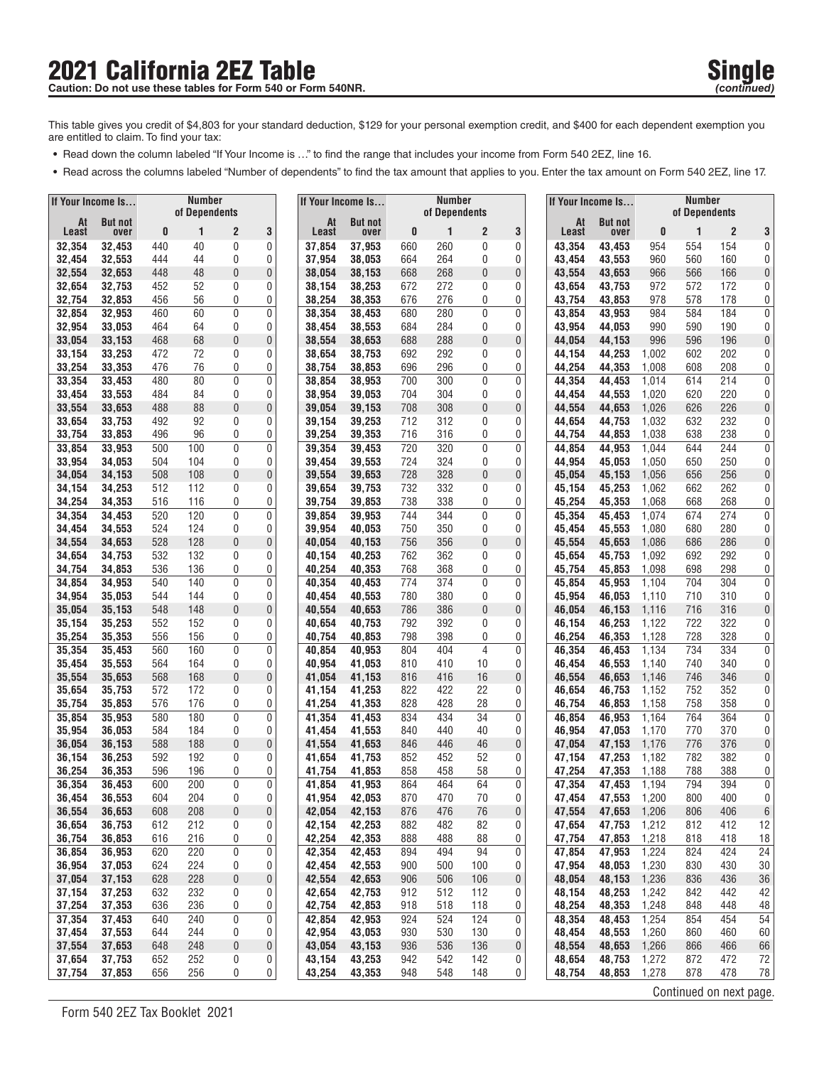# 2021 California 2EZ Table

**Caution: Do not use these tables for Form 540 or Form 540NR.**

**Single** *(continued)*

This table gives you credit of $4,803 for your standard deduction, $129 for your personal exemption credit, and $400 for each dependent exemption you are entitled to claim. To find your tax:

- Read down the column labeled "If Your Income is …" to find the range that includes your income from Form 540 2EZ, line 16.
- Read across the columns labeled "Number of dependents" to find the tax amount that applies to you. Enter the tax amount on Form 540 2EZ, line 17.

| If Your Income Is… | | Number of Dependents | | | |
|---|---|---|---|---|---|
| At Least | But not over | 0 | 1 | 2 | 3 |
| 32,354 | 32,453 | 440 | 40 | 0 | 0 |
| 32,454 | 32,553 | 444 | 44 | 0 | 0 |
| 32,554 | 32,653 | 448 | 48 | 0 | 0 |
| 32,654 | 32,753 | 452 | 52 | 0 | 0 |
| 32,754 | 32,853 | 456 | 56 | 0 | 0 |
| 32,854 | 32,953 | 460 | 60 | 0 | 0 |
| 32,954 | 33,053 | 464 | 64 | 0 | 0 |
| 33,054 | 33,153 | 468 | 68 | 0 | 0 |
| 33,154 | 33,253 | 472 | 72 | 0 | 0 |
| 33,254 | 33,353 | 476 | 76 | 0 | 0 |
| 33,354 | 33,453 | 480 | 80 | 0 | 0 |
| 33,454 | 33,553 | 484 | 84 | 0 | 0 |
| 33,554 | 33,653 | 488 | 88 | 0 | 0 |
| 33,654 | 33,753 | 492 | 92 | 0 | 0 |
| 33,754 | 33,853 | 496 | 96 | 0 | 0 |
| 33,854 | 33,953 | 500 | 100 | 0 | 0 |
| 33,954 | 34,053 | 504 | 104 | 0 | 0 |
| 34,054 | 34,153 | 508 | 108 | 0 | 0 |
| 34,154 | 34,253 | 512 | 112 | 0 | 0 |
| 34,254 | 34,353 | 516 | 116 | 0 | 0 |
| 34,354 | 34,453 | 520 | 120 | 0 | 0 |
| 34,454 | 34,553 | 524 | 124 | 0 | 0 |
| 34,554 | 34,653 | 528 | 128 | 0 | 0 |
| 34,654 | 34,753 | 532 | 132 | 0 | 0 |
| 34,754 | 34,853 | 536 | 136 | 0 | 0 |
| 34,854 | 34,953 | 540 | 140 | 0 | 0 |
| 34,954 | 35,053 | 544 | 144 | 0 | 0 |
| 35,054 | 35,153 | 548 | 148 | 0 | 0 |
| 35,154 | 35,253 | 552 | 152 | 0 | 0 |
| 35,254 | 35,353 | 556 | 156 | 0 | 0 |
| 35,354 | 35,453 | 560 | 160 | 0 | 0 |
| 35,454 | 35,553 | 564 | 164 | 0 | 0 |
| 35,554 | 35,653 | 568 | 168 | 0 | 0 |
| 35,654 | 35,753 | 572 | 172 | 0 | 0 |
| 35,754 | 35,853 | 576 | 176 | 0 | 0 |
| 35,854 | 35,953 | 580 | 180 | 0 | 0 |
| 35,954 | 36,053 | 584 | 184 | 0 | 0 |
| 36,054 | 36,153 | 588 | 188 | 0 | 0 |
| 36,154 | 36,253 | 592 | 192 | 0 | 0 |
| 36,254 | 36,353 | 596 | 196 | 0 | 0 |
| 36,354 | 36,453 | 600 | 200 | 0 | 0 |
| 36,454 | 36,553 | 604 | 204 | 0 | 0 |
| 36,554 | 36,653 | 608 | 208 | 0 | 0 |
| 36,654 | 36,753 | 612 | 212 | 0 | 0 |
| 36,754 | 36,853 | 616 | 216 | 0 | 0 |
| 36,854 | 36,953 | 620 | 220 | 0 | 0 |
| 36,954 | 37,053 | 624 | 224 | 0 | 0 |
| 37,054 | 37,153 | 628 | 228 | 0 | 0 |
| 37,154 | 37,253 | 632 | 232 | 0 | 0 |
| 37,254 | 37,353 | 636 | 236 | 0 | 0 |
| 37,354 | 37,453 | 640 | 240 | 0 | 0 |
| 37,454 | 37,553 | 644 | 244 | 0 | 0 |
| 37,554 | 37,653 | 648 | 248 | 0 | 0 |
| 37,654 | 37,753 | 652 | 252 | 0 | 0 |
| 37,754 | 37,853 | 656 | 256 | 0 | 0 |
| 37,854 | 37,953 | 660 | 260 | 0 | 0 |
| 37,954 | 38,053 | 664 | 264 | 0 | 0 |
| 38,054 | 38,153 | 668 | 268 | 0 | 0 |
| 38,154 | 38,253 | 672 | 272 | 0 | 0 |
| 38,254 | 38,353 | 676 | 276 | 0 | 0 |
| 38,354 | 38,453 | 680 | 280 | 0 | 0 |
| 38,454 | 38,553 | 684 | 284 | 0 | 0 |
| 38,554 | 38,653 | 688 | 288 | 0 | 0 |
| 38,654 | 38,753 | 692 | 292 | 0 | 0 |
| 38,754 | 38,853 | 696 | 296 | 0 | 0 |
| 38,854 | 38,953 | 700 | 300 | 0 | 0 |
| 38,954 | 39,053 | 704 | 304 | 0 | 0 |
| 39,054 | 39,153 | 708 | 308 | 0 | 0 |
| 39,154 | 39,253 | 712 | 312 | 0 | 0 |
| 39,254 | 39,353 | 716 | 316 | 0 | 0 |
| 39,354 | 39,453 | 720 | 320 | 0 | 0 |
| 39,454 | 39,553 | 724 | 324 | 0 | 0 |
| 39,554 | 39,653 | 728 | 328 | 0 | 0 |
| 39,654 | 39,753 | 732 | 332 | 0 | 0 |
| 39,754 | 39,853 | 738 | 338 | 0 | 0 |
| 39,854 | 39,953 | 744 | 344 | 0 | 0 |
| 39,954 | 40,053 | 750 | 350 | 0 | 0 |
| 40,054 | 40,153 | 756 | 356 | 0 | 0 |
| 40,154 | 40,253 | 762 | 362 | 0 | 0 |
| 40,254 | 40,353 | 768 | 368 | 0 | 0 |
| 40,354 | 40,453 | 774 | 374 | 0 | 0 |
| 40,454 | 40,553 | 780 | 380 | 0 | 0 |
| 40,554 | 40,653 | 786 | 386 | 0 | 0 |
| 40,654 | 40,753 | 792 | 392 | 0 | 0 |
| 40,754 | 40,853 | 798 | 398 | 0 | 0 |
| 40,854 | 40,953 | 804 | 404 | 4 | 0 |
| 40,954 | 41,053 | 810 | 410 | 10 | 0 |
| 41,054 | 41,153 | 816 | 416 | 16 | 0 |
| 41,154 | 41,253 | 822 | 422 | 22 | 0 |
| 41,254 | 41,353 | 828 | 428 | 28 | 0 |
| 41,354 | 41,453 | 834 | 434 | 34 | 0 |
| 41,454 | 41,553 | 840 | 440 | 40 | 0 |
| 41,554 | 41,653 | 846 | 446 | 46 | 0 |
| 41,654 | 41,753 | 852 | 452 | 52 | 0 |
| 41,754 | 41,853 | 858 | 458 | 58 | 0 |
| 41,854 | 41,953 | 864 | 464 | 64 | 0 |
| 41,954 | 42,053 | 870 | 470 | 70 | 0 |
| 42,054 | 42,153 | 876 | 476 | 76 | 0 |
| 42,154 | 42,253 | 882 | 482 | 82 | 0 |
| 42,254 | 42,353 | 888 | 488 | 88 | 0 |
| 42,354 | 42,453 | 894 | 494 | 94 | 0 |
| 42,454 | 42,553 | 900 | 500 | 100 | 0 |
| 42,554 | 42,653 | 906 | 506 | 106 | 0 |
| 42,654 | 42,753 | 912 | 512 | 112 | 0 |
| 42,754 | 42,853 | 918 | 518 | 118 | 0 |
| 42,854 | 42,953 | 924 | 524 | 124 | 0 |
| 42,954 | 43,053 | 930 | 530 | 130 | 0 |
| 43,054 | 43,153 | 936 | 536 | 136 | 0 |
| 43,154 | 43,253 | 942 | 542 | 142 | 0 |
| 43,254 | 43,353 | 948 | 548 | 148 | 0 |
| 43,354 | 43,453 | 954 | 554 | 154 | 0 |
| 43,454 | 43,553 | 960 | 560 | 160 | 0 |
| 43,554 | 43,653 | 966 | 566 | 166 | 0 |
| 43,654 | 43,753 | 972 | 572 | 172 | 0 |
| 43,754 | 43,853 | 978 | 578 | 178 | 0 |
| 43,854 | 43,953 | 984 | 584 | 184 | 0 |
| 43,954 | 44,053 | 990 | 590 | 190 | 0 |
| 44,054 | 44,153 | 996 | 596 | 196 | 0 |
| 44,154 | 44,253 | 1,002 | 602 | 202 | 0 |
| 44,254 | 44,353 | 1,008 | 608 | 208 | 0 |
| 44,354 | 44,453 | 1,014 | 614 | 214 | 0 |
| 44,454 | 44,553 | 1,020 | 620 | 220 | 0 |
| 44,554 | 44,653 | 1,026 | 626 | 226 | 0 |
| 44,654 | 44,753 | 1,032 | 632 | 232 | 0 |
| 44,754 | 44,853 | 1,038 | 638 | 238 | 0 |
| 44,854 | 44,953 | 1,044 | 644 | 244 | 0 |
| 44,954 | 45,053 | 1,050 | 650 | 250 | 0 |
| 45,054 | 45,153 | 1,056 | 656 | 256 | 0 |
| 45,154 | 45,253 | 1,062 | 662 | 262 | 0 |
| 45,254 | 45,353 | 1,068 | 668 | 268 | 0 |
| 45,354 | 45,453 | 1,074 | 674 | 274 | 0 |
| 45,454 | 45,553 | 1,080 | 680 | 280 | 0 |
| 45,554 | 45,653 | 1,086 | 686 | 286 | 0 |
| 45,654 | 45,753 | 1,092 | 692 | 292 | 0 |
| 45,754 | 45,853 | 1,098 | 698 | 298 | 0 |
| 45,854 | 45,953 | 1,104 | 704 | 304 | 0 |
| 45,954 | 46,053 | 1,110 | 710 | 310 | 0 |
| 46,054 | 46,153 | 1,116 | 716 | 316 | 0 |
| 46,154 | 46,253 | 1,122 | 722 | 322 | 0 |
| 46,254 | 46,353 | 1,128 | 728 | 328 | 0 |
| 46,354 | 46,453 | 1,134 | 734 | 334 | 0 |
| 46,454 | 46,553 | 1,140 | 740 | 340 | 0 |
| 46,554 | 46,653 | 1,146 | 746 | 346 | 0 |
| 46,654 | 46,753 | 1,152 | 752 | 352 | 0 |
| 46,754 | 46,853 | 1,158 | 758 | 358 | 0 |
| 46,854 | 46,953 | 1,164 | 764 | 364 | 0 |
| 46,954 | 47,053 | 1,170 | 770 | 370 | 0 |
| 47,054 | 47,153 | 1,176 | 776 | 376 | 0 |
| 47,154 | 47,253 | 1,182 | 782 | 382 | 0 |
| 47,254 | 47,353 | 1,188 | 788 | 388 | 0 |
| 47,354 | 47,453 | 1,194 | 794 | 394 | 0 |
| 47,454 | 47,553 | 1,200 | 800 | 400 | 0 |
| 47,554 | 47,653 | 1,206 | 806 | 406 | 6 |
| 47,654 | 47,753 | 1,212 | 812 | 412 | 12 |
| 47,754 | 47,853 | 1,218 | 818 | 418 | 18 |
| 47,854 | 47,953 | 1,224 | 824 | 424 | 24 |
| 47,954 | 48,053 | 1,230 | 830 | 430 | 30 |
| 48,054 | 48,153 | 1,236 | 836 | 436 | 36 |
| 48,154 | 48,253 | 1,242 | 842 | 442 | 42 |
| 48,254 | 48,353 | 1,248 | 848 | 448 | 48 |
| 48,354 | 48,453 | 1,254 | 854 | 454 | 54 |
| 48,454 | 48,553 | 1,260 | 860 | 460 | 60 |
| 48,554 | 48,653 | 1,266 | 866 | 466 | 66 |
| 48,654 | 48,753 | 1,272 | 872 | 472 | 72 |
| 48,754 | 48,853 | 1,278 | 878 | 478 | 78 |

Continued on next page.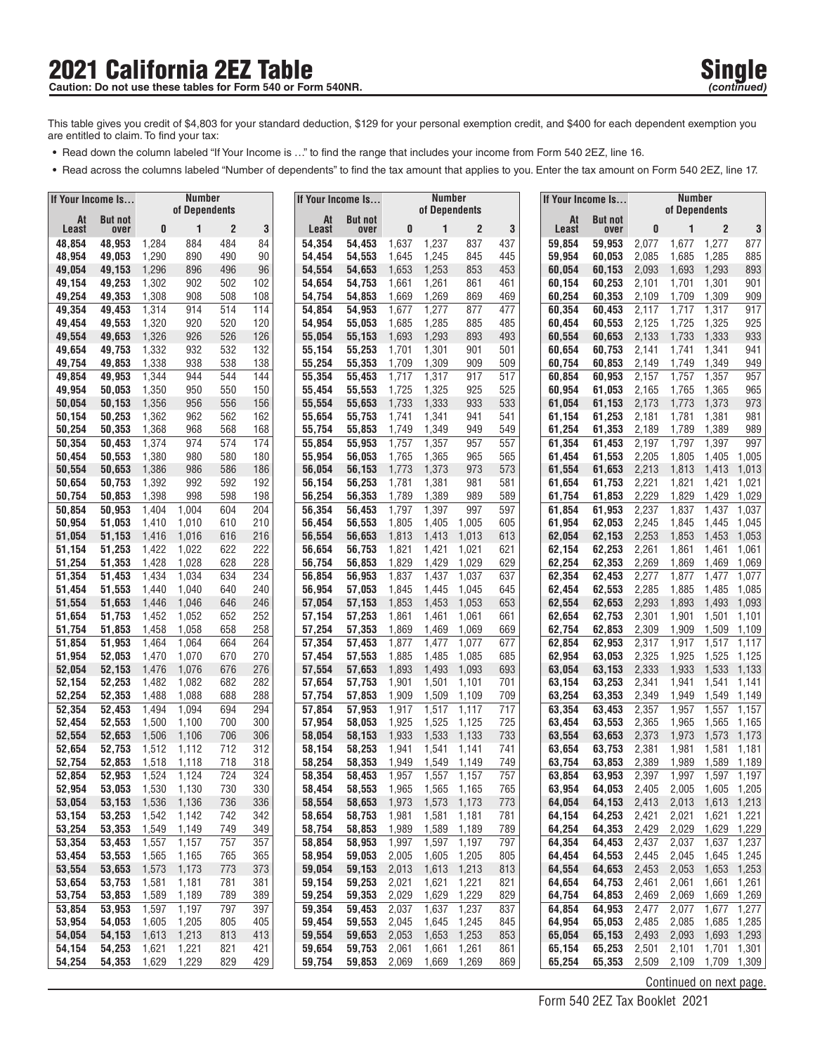# 2021 California 2EZ Table

**Caution: Do not use these tables for Form 540 or Form 540NR.**

## Single *(continued)*

This table gives you credit of $4,803 for your standard deduction, $129 for your personal exemption credit, and $400 for each dependent exemption you are entitled to claim. To find your tax:

- Read down the column labeled "If Your Income is …" to find the range that includes your income from Form 540 2EZ, line 16.
- Read across the columns labeled "Number of dependents" to find the tax amount that applies to you. Enter the tax amount on Form 540 2EZ, line 17.

| If Your Income Is... | | Number of Dependents | | | |
|---|---|---|---|---|---|
| At Least | But not over | 0 | 1 | 2 | 3 |
| 48,854 | 48,953 | 1,284 | 884 | 484 | 84 |
| 48,954 | 49,053 | 1,290 | 890 | 490 | 90 |
| 49,054 | 49,153 | 1,296 | 896 | 496 | 96 |
| 49,154 | 49,253 | 1,302 | 902 | 502 | 102 |
| 49,254 | 49,353 | 1,308 | 908 | 508 | 108 |
| 49,354 | 49,453 | 1,314 | 914 | 514 | 114 |
| 49,454 | 49,553 | 1,320 | 920 | 520 | 120 |
| 49,554 | 49,653 | 1,326 | 926 | 526 | 126 |
| 49,654 | 49,753 | 1,332 | 932 | 532 | 132 |
| 49,754 | 49,853 | 1,338 | 938 | 538 | 138 |
| 49,854 | 49,953 | 1,344 | 944 | 544 | 144 |
| 49,954 | 50,053 | 1,350 | 950 | 550 | 150 |
| 50,054 | 50,153 | 1,356 | 956 | 556 | 156 |
| 50,154 | 50,253 | 1,362 | 962 | 562 | 162 |
| 50,254 | 50,353 | 1,368 | 968 | 568 | 168 |
| 50,354 | 50,453 | 1,374 | 974 | 574 | 174 |
| 50,454 | 50,553 | 1,380 | 980 | 580 | 180 |
| 50,554 | 50,653 | 1,386 | 986 | 586 | 186 |
| 50,654 | 50,753 | 1,392 | 992 | 592 | 192 |
| 50,754 | 50,853 | 1,398 | 998 | 598 | 198 |
| 50,854 | 50,953 | 1,404 | 1,004 | 604 | 204 |
| 50,954 | 51,053 | 1,410 | 1,010 | 610 | 210 |
| 51,054 | 51,153 | 1,416 | 1,016 | 616 | 216 |
| 51,154 | 51,253 | 1,422 | 1,022 | 622 | 222 |
| 51,254 | 51,353 | 1,428 | 1,028 | 628 | 228 |
| 51,354 | 51,453 | 1,434 | 1,034 | 634 | 234 |
| 51,454 | 51,553 | 1,440 | 1,040 | 640 | 240 |
| 51,554 | 51,653 | 1,446 | 1,046 | 646 | 246 |
| 51,654 | 51,753 | 1,452 | 1,052 | 652 | 252 |
| 51,754 | 51,853 | 1,458 | 1,058 | 658 | 258 |
| 51,854 | 51,953 | 1,464 | 1,064 | 664 | 264 |
| 51,954 | 52,053 | 1,470 | 1,070 | 670 | 270 |
| 52,054 | 52,153 | 1,476 | 1,076 | 676 | 276 |
| 52,154 | 52,253 | 1,482 | 1,082 | 682 | 282 |
| 52,254 | 52,353 | 1,488 | 1,088 | 688 | 288 |
| 52,354 | 52,453 | 1,494 | 1,094 | 694 | 294 |
| 52,454 | 52,553 | 1,500 | 1,100 | 700 | 300 |
| 52,554 | 52,653 | 1,506 | 1,106 | 706 | 306 |
| 52,654 | 52,753 | 1,512 | 1,112 | 712 | 312 |
| 52,754 | 52,853 | 1,518 | 1,118 | 718 | 318 |
| 52,854 | 52,953 | 1,524 | 1,124 | 724 | 324 |
| 52,954 | 53,053 | 1,530 | 1,130 | 730 | 330 |
| 53,054 | 53,153 | 1,536 | 1,136 | 736 | 336 |
| 53,154 | 53,253 | 1,542 | 1,142 | 742 | 342 |
| 53,254 | 53,353 | 1,549 | 1,149 | 749 | 349 |
| 53,354 | 53,453 | 1,557 | 1,157 | 757 | 357 |
| 53,454 | 53,553 | 1,565 | 1,165 | 765 | 365 |
| 53,554 | 53,653 | 1,573 | 1,173 | 773 | 373 |
| 53,654 | 53,753 | 1,581 | 1,181 | 781 | 381 |
| 53,754 | 53,853 | 1,589 | 1,189 | 789 | 389 |
| 53,854 | 53,953 | 1,597 | 1,197 | 797 | 397 |
| 53,954 | 54,053 | 1,605 | 1,205 | 805 | 405 |
| 54,054 | 54,153 | 1,613 | 1,213 | 813 | 413 |
| 54,154 | 54,253 | 1,621 | 1,221 | 821 | 421 |
| 54,254 | 54,353 | 1,629 | 1,229 | 829 | 429 |
| 54,354 | 54,453 | 1,637 | 1,237 | 837 | 437 |
| 54,454 | 54,553 | 1,645 | 1,245 | 845 | 445 |
| 54,554 | 54,653 | 1,653 | 1,253 | 853 | 453 |
| 54,654 | 54,753 | 1,661 | 1,261 | 861 | 461 |
| 54,754 | 54,853 | 1,669 | 1,269 | 869 | 469 |
| 54,854 | 54,953 | 1,677 | 1,277 | 877 | 477 |
| 54,954 | 55,053 | 1,685 | 1,285 | 885 | 485 |
| 55,054 | 55,153 | 1,693 | 1,293 | 893 | 493 |
| 55,154 | 55,253 | 1,701 | 1,301 | 901 | 501 |
| 55,254 | 55,353 | 1,709 | 1,309 | 909 | 509 |
| 55,354 | 55,453 | 1,717 | 1,317 | 917 | 517 |
| 55,454 | 55,553 | 1,725 | 1,325 | 925 | 525 |
| 55,554 | 55,653 | 1,733 | 1,333 | 933 | 533 |
| 55,654 | 55,753 | 1,741 | 1,341 | 941 | 541 |
| 55,754 | 55,853 | 1,749 | 1,349 | 949 | 549 |
| 55,854 | 55,953 | 1,757 | 1,357 | 957 | 557 |
| 55,954 | 56,053 | 1,765 | 1,365 | 965 | 565 |
| 56,054 | 56,153 | 1,773 | 1,373 | 973 | 573 |
| 56,154 | 56,253 | 1,781 | 1,381 | 981 | 581 |
| 56,254 | 56,353 | 1,789 | 1,389 | 989 | 589 |
| 56,354 | 56,453 | 1,797 | 1,397 | 997 | 597 |
| 56,454 | 56,553 | 1,805 | 1,405 | 1,005 | 605 |
| 56,554 | 56,653 | 1,813 | 1,413 | 1,013 | 613 |
| 56,654 | 56,753 | 1,821 | 1,421 | 1,021 | 621 |
| 56,754 | 56,853 | 1,829 | 1,429 | 1,029 | 629 |
| 56,854 | 56,953 | 1,837 | 1,437 | 1,037 | 637 |
| 56,954 | 57,053 | 1,845 | 1,445 | 1,045 | 645 |
| 57,054 | 57,153 | 1,853 | 1,453 | 1,053 | 653 |
| 57,154 | 57,253 | 1,861 | 1,461 | 1,061 | 661 |
| 57,254 | 57,353 | 1,869 | 1,469 | 1,069 | 669 |
| 57,354 | 57,453 | 1,877 | 1,477 | 1,077 | 677 |
| 57,454 | 57,553 | 1,885 | 1,485 | 1,085 | 685 |
| 57,554 | 57,653 | 1,893 | 1,493 | 1,093 | 693 |
| 57,654 | 57,753 | 1,901 | 1,501 | 1,101 | 701 |
| 57,754 | 57,853 | 1,909 | 1,509 | 1,109 | 709 |
| 57,854 | 57,953 | 1,917 | 1,517 | 1,117 | 717 |
| 57,954 | 58,053 | 1,925 | 1,525 | 1,125 | 725 |
| 58,054 | 58,153 | 1,933 | 1,533 | 1,133 | 733 |
| 58,154 | 58,253 | 1,941 | 1,541 | 1,141 | 741 |
| 58,254 | 58,353 | 1,949 | 1,549 | 1,149 | 749 |
| 58,354 | 58,453 | 1,957 | 1,557 | 1,157 | 757 |
| 58,454 | 58,553 | 1,965 | 1,565 | 1,165 | 765 |
| 58,554 | 58,653 | 1,973 | 1,573 | 1,173 | 773 |
| 58,654 | 58,753 | 1,981 | 1,581 | 1,181 | 781 |
| 58,754 | 58,853 | 1,989 | 1,589 | 1,189 | 789 |
| 58,854 | 58,953 | 1,997 | 1,597 | 1,197 | 797 |
| 58,954 | 59,053 | 2,005 | 1,605 | 1,205 | 805 |
| 59,054 | 59,153 | 2,013 | 1,613 | 1,213 | 813 |
| 59,154 | 59,253 | 2,021 | 1,621 | 1,221 | 821 |
| 59,254 | 59,353 | 2,029 | 1,629 | 1,229 | 829 |
| 59,354 | 59,453 | 2,037 | 1,637 | 1,237 | 837 |
| 59,454 | 59,553 | 2,045 | 1,645 | 1,245 | 845 |
| 59,554 | 59,653 | 2,053 | 1,653 | 1,253 | 853 |
| 59,654 | 59,753 | 2,061 | 1,661 | 1,261 | 861 |
| 59,754 | 59,853 | 2,069 | 1,669 | 1,269 | 869 |
| 59,854 | 59,953 | 2,077 | 1,677 | 1,277 | 877 |
| 59,954 | 60,053 | 2,085 | 1,685 | 1,285 | 885 |
| 60,054 | 60,153 | 2,093 | 1,693 | 1,293 | 893 |
| 60,154 | 60,253 | 2,101 | 1,701 | 1,301 | 901 |
| 60,254 | 60,353 | 2,109 | 1,709 | 1,309 | 909 |
| 60,354 | 60,453 | 2,117 | 1,717 | 1,317 | 917 |
| 60,454 | 60,553 | 2,125 | 1,725 | 1,325 | 925 |
| 60,554 | 60,653 | 2,133 | 1,733 | 1,333 | 933 |
| 60,654 | 60,753 | 2,141 | 1,741 | 1,341 | 941 |
| 60,754 | 60,853 | 2,149 | 1,749 | 1,349 | 949 |
| 60,854 | 60,953 | 2,157 | 1,757 | 1,357 | 957 |
| 60,954 | 61,053 | 2,165 | 1,765 | 1,365 | 965 |
| 61,054 | 61,153 | 2,173 | 1,773 | 1,373 | 973 |
| 61,154 | 61,253 | 2,181 | 1,781 | 1,381 | 981 |
| 61,254 | 61,353 | 2,189 | 1,789 | 1,389 | 989 |
| 61,354 | 61,453 | 2,197 | 1,797 | 1,397 | 997 |
| 61,454 | 61,553 | 2,205 | 1,805 | 1,405 | 1,005 |
| 61,554 | 61,653 | 2,213 | 1,813 | 1,413 | 1,013 |
| 61,654 | 61,753 | 2,221 | 1,821 | 1,421 | 1,021 |
| 61,754 | 61,853 | 2,229 | 1,829 | 1,429 | 1,029 |
| 61,854 | 61,953 | 2,237 | 1,837 | 1,437 | 1,037 |
| 61,954 | 62,053 | 2,245 | 1,845 | 1,445 | 1,045 |
| 62,054 | 62,153 | 2,253 | 1,853 | 1,453 | 1,053 |
| 62,154 | 62,253 | 2,261 | 1,861 | 1,461 | 1,061 |
| 62,254 | 62,353 | 2,269 | 1,869 | 1,469 | 1,069 |
| 62,354 | 62,453 | 2,277 | 1,877 | 1,477 | 1,077 |
| 62,454 | 62,553 | 2,285 | 1,885 | 1,485 | 1,085 |
| 62,554 | 62,653 | 2,293 | 1,893 | 1,493 | 1,093 |
| 62,654 | 62,753 | 2,301 | 1,901 | 1,501 | 1,101 |
| 62,754 | 62,853 | 2,309 | 1,909 | 1,509 | 1,109 |
| 62,854 | 62,953 | 2,317 | 1,917 | 1,517 | 1,117 |
| 62,954 | 63,053 | 2,325 | 1,925 | 1,525 | 1,125 |
| 63,054 | 63,153 | 2,333 | 1,933 | 1,533 | 1,133 |
| 63,154 | 63,253 | 2,341 | 1,941 | 1,541 | 1,141 |
| 63,254 | 63,353 | 2,349 | 1,949 | 1,549 | 1,149 |
| 63,354 | 63,453 | 2,357 | 1,957 | 1,557 | 1,157 |
| 63,454 | 63,553 | 2,365 | 1,965 | 1,565 | 1,165 |
| 63,554 | 63,653 | 2,373 | 1,973 | 1,573 | 1,173 |
| 63,654 | 63,753 | 2,381 | 1,981 | 1,581 | 1,181 |
| 63,754 | 63,853 | 2,389 | 1,989 | 1,589 | 1,189 |
| 63,854 | 63,953 | 2,397 | 1,997 | 1,597 | 1,197 |
| 63,954 | 64,053 | 2,405 | 2,005 | 1,605 | 1,205 |
| 64,054 | 64,153 | 2,413 | 2,013 | 1,613 | 1,213 |
| 64,154 | 64,253 | 2,421 | 2,021 | 1,621 | 1,221 |
| 64,254 | 64,353 | 2,429 | 2,029 | 1,629 | 1,229 |
| 64,354 | 64,453 | 2,437 | 2,037 | 1,637 | 1,237 |
| 64,454 | 64,553 | 2,445 | 2,045 | 1,645 | 1,245 |
| 64,554 | 64,653 | 2,453 | 2,053 | 1,653 | 1,253 |
| 64,654 | 64,753 | 2,461 | 2,061 | 1,661 | 1,261 |
| 64,754 | 64,853 | 2,469 | 2,069 | 1,669 | 1,269 |
| 64,854 | 64,953 | 2,477 | 2,077 | 1,677 | 1,277 |
| 64,954 | 65,053 | 2,485 | 2,085 | 1,685 | 1,285 |
| 65,054 | 65,153 | 2,493 | 2,093 | 1,693 | 1,293 |
| 65,154 | 65,253 | 2,501 | 2,101 | 1,701 | 1,301 |
| 65,254 | 65,353 | 2,509 | 2,109 | 1,709 | 1,309 |

Continued on next page.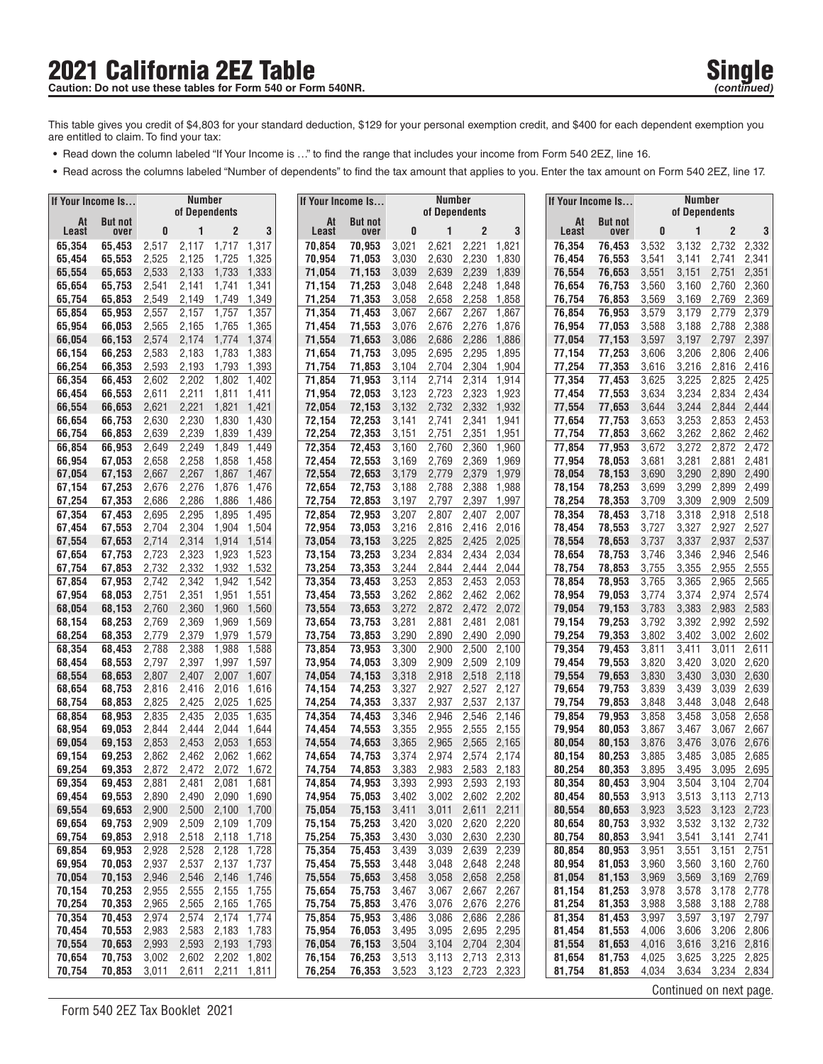# 2021 California 2EZ Table

**Caution: Do not use these tables for Form 540 or Form 540NR.**

**Single** *(continued)*

This table gives you credit of $4,803 for your standard deduction, $129 for your personal exemption credit, and $400 for each dependent exemption you are entitled to claim. To find your tax:

- Read down the column labeled "If Your Income is …" to find the range that includes your income from Form 540 2EZ, line 16.
- Read across the columns labeled "Number of dependents" to find the tax amount that applies to you. Enter the tax amount on Form 540 2EZ, line 17.

| If Your Income Is… | | Number of Dependents | | | |
|---|---|---|---|---|---|
| At Least | But not over | 0 | 1 | 2 | 3 |
| 65,354 | 65,453 | 2,517 | 2,117 | 1,717 | 1,317 |
| 65,454 | 65,553 | 2,525 | 2,125 | 1,725 | 1,325 |
| 65,554 | 65,653 | 2,533 | 2,133 | 1,733 | 1,333 |
| 65,654 | 65,753 | 2,541 | 2,141 | 1,741 | 1,341 |
| 65,754 | 65,853 | 2,549 | 2,149 | 1,749 | 1,349 |
| 65,854 | 65,953 | 2,557 | 2,157 | 1,757 | 1,357 |
| 65,954 | 66,053 | 2,565 | 2,165 | 1,765 | 1,365 |
| 66,054 | 66,153 | 2,574 | 2,174 | 1,774 | 1,374 |
| 66,154 | 66,253 | 2,583 | 2,183 | 1,783 | 1,383 |
| 66,254 | 66,353 | 2,593 | 2,193 | 1,793 | 1,393 |
| 66,354 | 66,453 | 2,602 | 2,202 | 1,802 | 1,402 |
| 66,454 | 66,553 | 2,611 | 2,211 | 1,811 | 1,411 |
| 66,554 | 66,653 | 2,621 | 2,221 | 1,821 | 1,421 |
| 66,654 | 66,753 | 2,630 | 2,230 | 1,830 | 1,430 |
| 66,754 | 66,853 | 2,639 | 2,239 | 1,839 | 1,439 |
| 66,854 | 66,953 | 2,649 | 2,249 | 1,849 | 1,449 |
| 66,954 | 67,053 | 2,658 | 2,258 | 1,858 | 1,458 |
| 67,054 | 67,153 | 2,667 | 2,267 | 1,867 | 1,467 |
| 67,154 | 67,253 | 2,676 | 2,276 | 1,876 | 1,476 |
| 67,254 | 67,353 | 2,686 | 2,286 | 1,886 | 1,486 |
| 67,354 | 67,453 | 2,695 | 2,295 | 1,895 | 1,495 |
| 67,454 | 67,553 | 2,704 | 2,304 | 1,904 | 1,504 |
| 67,554 | 67,653 | 2,714 | 2,314 | 1,914 | 1,514 |
| 67,654 | 67,753 | 2,723 | 2,323 | 1,923 | 1,523 |
| 67,754 | 67,853 | 2,732 | 2,332 | 1,932 | 1,532 |
| 67,854 | 67,953 | 2,742 | 2,342 | 1,942 | 1,542 |
| 67,954 | 68,053 | 2,751 | 2,351 | 1,951 | 1,551 |
| 68,054 | 68,153 | 2,760 | 2,360 | 1,960 | 1,560 |
| 68,154 | 68,253 | 2,769 | 2,369 | 1,969 | 1,569 |
| 68,254 | 68,353 | 2,779 | 2,379 | 1,979 | 1,579 |
| 68,354 | 68,453 | 2,788 | 2,388 | 1,988 | 1,588 |
| 68,454 | 68,553 | 2,797 | 2,397 | 1,997 | 1,597 |
| 68,554 | 68,653 | 2,807 | 2,407 | 2,007 | 1,607 |
| 68,654 | 68,753 | 2,816 | 2,416 | 2,016 | 1,616 |
| 68,754 | 68,853 | 2,825 | 2,425 | 2,025 | 1,625 |
| 68,854 | 68,953 | 2,835 | 2,435 | 2,035 | 1,635 |
| 68,954 | 69,053 | 2,844 | 2,444 | 2,044 | 1,644 |
| 69,054 | 69,153 | 2,853 | 2,453 | 2,053 | 1,653 |
| 69,154 | 69,253 | 2,862 | 2,462 | 2,062 | 1,662 |
| 69,254 | 69,353 | 2,872 | 2,472 | 2,072 | 1,672 |
| 69,354 | 69,453 | 2,881 | 2,481 | 2,081 | 1,681 |
| 69,454 | 69,553 | 2,890 | 2,490 | 2,090 | 1,690 |
| 69,554 | 69,653 | 2,900 | 2,500 | 2,100 | 1,700 |
| 69,654 | 69,753 | 2,909 | 2,509 | 2,109 | 1,709 |
| 69,754 | 69,853 | 2,918 | 2,518 | 2,118 | 1,718 |
| 69,854 | 69,953 | 2,928 | 2,528 | 2,128 | 1,728 |
| 69,954 | 70,053 | 2,937 | 2,537 | 2,137 | 1,737 |
| 70,054 | 70,153 | 2,946 | 2,546 | 2,146 | 1,746 |
| 70,154 | 70,253 | 2,955 | 2,555 | 2,155 | 1,755 |
| 70,254 | 70,353 | 2,965 | 2,565 | 2,165 | 1,765 |
| 70,354 | 70,453 | 2,974 | 2,574 | 2,174 | 1,774 |
| 70,454 | 70,553 | 2,983 | 2,583 | 2,183 | 1,783 |
| 70,554 | 70,653 | 2,993 | 2,593 | 2,193 | 1,793 |
| 70,654 | 70,753 | 3,002 | 2,602 | 2,202 | 1,802 |
| 70,754 | 70,853 | 3,011 | 2,611 | 2,211 | 1,811 |
| 70,854 | 70,953 | 3,021 | 2,621 | 2,221 | 1,821 |
| 70,954 | 71,053 | 3,030 | 2,630 | 2,230 | 1,830 |
| 71,054 | 71,153 | 3,039 | 2,639 | 2,239 | 1,839 |
| 71,154 | 71,253 | 3,048 | 2,648 | 2,248 | 1,848 |
| 71,254 | 71,353 | 3,058 | 2,658 | 2,258 | 1,858 |
| 71,354 | 71,453 | 3,067 | 2,667 | 2,267 | 1,867 |
| 71,454 | 71,553 | 3,076 | 2,676 | 2,276 | 1,876 |
| 71,554 | 71,653 | 3,086 | 2,686 | 2,286 | 1,886 |
| 71,654 | 71,753 | 3,095 | 2,695 | 2,295 | 1,895 |
| 71,754 | 71,853 | 3,104 | 2,704 | 2,304 | 1,904 |
| 71,854 | 71,953 | 3,114 | 2,714 | 2,314 | 1,914 |
| 71,954 | 72,053 | 3,123 | 2,723 | 2,323 | 1,923 |
| 72,054 | 72,153 | 3,132 | 2,732 | 2,332 | 1,932 |
| 72,154 | 72,253 | 3,141 | 2,741 | 2,341 | 1,941 |
| 72,254 | 72,353 | 3,151 | 2,751 | 2,351 | 1,951 |
| 72,354 | 72,453 | 3,160 | 2,760 | 2,360 | 1,960 |
| 72,454 | 72,553 | 3,169 | 2,769 | 2,369 | 1,969 |
| 72,554 | 72,653 | 3,179 | 2,779 | 2,379 | 1,979 |
| 72,654 | 72,753 | 3,188 | 2,788 | 2,388 | 1,988 |
| 72,754 | 72,853 | 3,197 | 2,797 | 2,397 | 1,997 |
| 72,854 | 72,953 | 3,207 | 2,807 | 2,407 | 2,007 |
| 72,954 | 73,053 | 3,216 | 2,816 | 2,416 | 2,016 |
| 73,054 | 73,153 | 3,225 | 2,825 | 2,425 | 2,025 |
| 73,154 | 73,253 | 3,234 | 2,834 | 2,434 | 2,034 |
| 73,254 | 73,353 | 3,244 | 2,844 | 2,444 | 2,044 |
| 73,354 | 73,453 | 3,253 | 2,853 | 2,453 | 2,053 |
| 73,454 | 73,553 | 3,262 | 2,862 | 2,462 | 2,062 |
| 73,554 | 73,653 | 3,272 | 2,872 | 2,472 | 2,072 |
| 73,654 | 73,753 | 3,281 | 2,881 | 2,481 | 2,081 |
| 73,754 | 73,853 | 3,290 | 2,890 | 2,490 | 2,090 |
| 73,854 | 73,953 | 3,300 | 2,900 | 2,500 | 2,100 |
| 73,954 | 74,053 | 3,309 | 2,909 | 2,509 | 2,109 |
| 74,054 | 74,153 | 3,318 | 2,918 | 2,518 | 2,118 |
| 74,154 | 74,253 | 3,327 | 2,927 | 2,527 | 2,127 |
| 74,254 | 74,353 | 3,337 | 2,937 | 2,537 | 2,137 |
| 74,354 | 74,453 | 3,346 | 2,946 | 2,546 | 2,146 |
| 74,454 | 74,553 | 3,355 | 2,955 | 2,555 | 2,155 |
| 74,554 | 74,653 | 3,365 | 2,965 | 2,565 | 2,165 |
| 74,654 | 74,753 | 3,374 | 2,974 | 2,574 | 2,174 |
| 74,754 | 74,853 | 3,383 | 2,983 | 2,583 | 2,183 |
| 74,854 | 74,953 | 3,393 | 2,993 | 2,593 | 2,193 |
| 74,954 | 75,053 | 3,402 | 3,002 | 2,602 | 2,202 |
| 75,054 | 75,153 | 3,411 | 3,011 | 2,611 | 2,211 |
| 75,154 | 75,253 | 3,420 | 3,020 | 2,620 | 2,220 |
| 75,254 | 75,353 | 3,430 | 3,030 | 2,630 | 2,230 |
| 75,354 | 75,453 | 3,439 | 3,039 | 2,639 | 2,239 |
| 75,454 | 75,553 | 3,448 | 3,048 | 2,648 | 2,248 |
| 75,554 | 75,653 | 3,458 | 3,058 | 2,658 | 2,258 |
| 75,654 | 75,753 | 3,467 | 3,067 | 2,667 | 2,267 |
| 75,754 | 75,853 | 3,476 | 3,076 | 2,676 | 2,276 |
| 75,854 | 75,953 | 3,486 | 3,086 | 2,686 | 2,286 |
| 75,954 | 76,053 | 3,495 | 3,095 | 2,695 | 2,295 |
| 76,054 | 76,153 | 3,504 | 3,104 | 2,704 | 2,304 |
| 76,154 | 76,253 | 3,513 | 3,113 | 2,713 | 2,313 |
| 76,254 | 76,353 | 3,523 | 3,123 | 2,723 | 2,323 |
| 76,354 | 76,453 | 3,532 | 3,132 | 2,732 | 2,332 |
| 76,454 | 76,553 | 3,541 | 3,141 | 2,741 | 2,341 |
| 76,554 | 76,653 | 3,551 | 3,151 | 2,751 | 2,351 |
| 76,654 | 76,753 | 3,560 | 3,160 | 2,760 | 2,360 |
| 76,754 | 76,853 | 3,569 | 3,169 | 2,769 | 2,369 |
| 76,854 | 76,953 | 3,579 | 3,179 | 2,779 | 2,379 |
| 76,954 | 77,053 | 3,588 | 3,188 | 2,788 | 2,388 |
| 77,054 | 77,153 | 3,597 | 3,197 | 2,797 | 2,397 |
| 77,154 | 77,253 | 3,606 | 3,206 | 2,806 | 2,406 |
| 77,254 | 77,353 | 3,616 | 3,216 | 2,816 | 2,416 |
| 77,354 | 77,453 | 3,625 | 3,225 | 2,825 | 2,425 |
| 77,454 | 77,553 | 3,634 | 3,234 | 2,834 | 2,434 |
| 77,554 | 77,653 | 3,644 | 3,244 | 2,844 | 2,444 |
| 77,654 | 77,753 | 3,653 | 3,253 | 2,853 | 2,453 |
| 77,754 | 77,853 | 3,662 | 3,262 | 2,862 | 2,462 |
| 77,854 | 77,953 | 3,672 | 3,272 | 2,872 | 2,472 |
| 77,954 | 78,053 | 3,681 | 3,281 | 2,881 | 2,481 |
| 78,054 | 78,153 | 3,690 | 3,290 | 2,890 | 2,490 |
| 78,154 | 78,253 | 3,699 | 3,299 | 2,899 | 2,499 |
| 78,254 | 78,353 | 3,709 | 3,309 | 2,909 | 2,509 |
| 78,354 | 78,453 | 3,718 | 3,318 | 2,918 | 2,518 |
| 78,454 | 78,553 | 3,727 | 3,327 | 2,927 | 2,527 |
| 78,554 | 78,653 | 3,737 | 3,337 | 2,937 | 2,537 |
| 78,654 | 78,753 | 3,746 | 3,346 | 2,946 | 2,546 |
| 78,754 | 78,853 | 3,755 | 3,355 | 2,955 | 2,555 |
| 78,854 | 78,953 | 3,765 | 3,365 | 2,965 | 2,565 |
| 78,954 | 79,053 | 3,774 | 3,374 | 2,974 | 2,574 |
| 79,054 | 79,153 | 3,783 | 3,383 | 2,983 | 2,583 |
| 79,154 | 79,253 | 3,792 | 3,392 | 2,992 | 2,592 |
| 79,254 | 79,353 | 3,802 | 3,402 | 3,002 | 2,602 |
| 79,354 | 79,453 | 3,811 | 3,411 | 3,011 | 2,611 |
| 79,454 | 79,553 | 3,820 | 3,420 | 3,020 | 2,620 |
| 79,554 | 79,653 | 3,830 | 3,430 | 3,030 | 2,630 |
| 79,654 | 79,753 | 3,839 | 3,439 | 3,039 | 2,639 |
| 79,754 | 79,853 | 3,848 | 3,448 | 3,048 | 2,648 |
| 79,854 | 79,953 | 3,858 | 3,458 | 3,058 | 2,658 |
| 79,954 | 80,053 | 3,867 | 3,467 | 3,067 | 2,667 |
| 80,054 | 80,153 | 3,876 | 3,476 | 3,076 | 2,676 |
| 80,154 | 80,253 | 3,885 | 3,485 | 3,085 | 2,685 |
| 80,254 | 80,353 | 3,895 | 3,495 | 3,095 | 2,695 |
| 80,354 | 80,453 | 3,904 | 3,504 | 3,104 | 2,704 |
| 80,454 | 80,553 | 3,913 | 3,513 | 3,113 | 2,713 |
| 80,554 | 80,653 | 3,923 | 3,523 | 3,123 | 2,723 |
| 80,654 | 80,753 | 3,932 | 3,532 | 3,132 | 2,732 |
| 80,754 | 80,853 | 3,941 | 3,541 | 3,141 | 2,741 |
| 80,854 | 80,953 | 3,951 | 3,551 | 3,151 | 2,751 |
| 80,954 | 81,053 | 3,960 | 3,560 | 3,160 | 2,760 |
| 81,054 | 81,153 | 3,969 | 3,569 | 3,169 | 2,769 |
| 81,154 | 81,253 | 3,978 | 3,578 | 3,178 | 2,778 |
| 81,254 | 81,353 | 3,988 | 3,588 | 3,188 | 2,788 |
| 81,354 | 81,453 | 3,997 | 3,597 | 3,197 | 2,797 |
| 81,454 | 81,553 | 4,006 | 3,606 | 3,206 | 2,806 |
| 81,554 | 81,653 | 4,016 | 3,616 | 3,216 | 2,816 |
| 81,654 | 81,753 | 4,025 | 3,625 | 3,225 | 2,825 |
| 81,754 | 81,853 | 4,034 | 3,634 | 3,234 | 2,834 |

Continued on next page.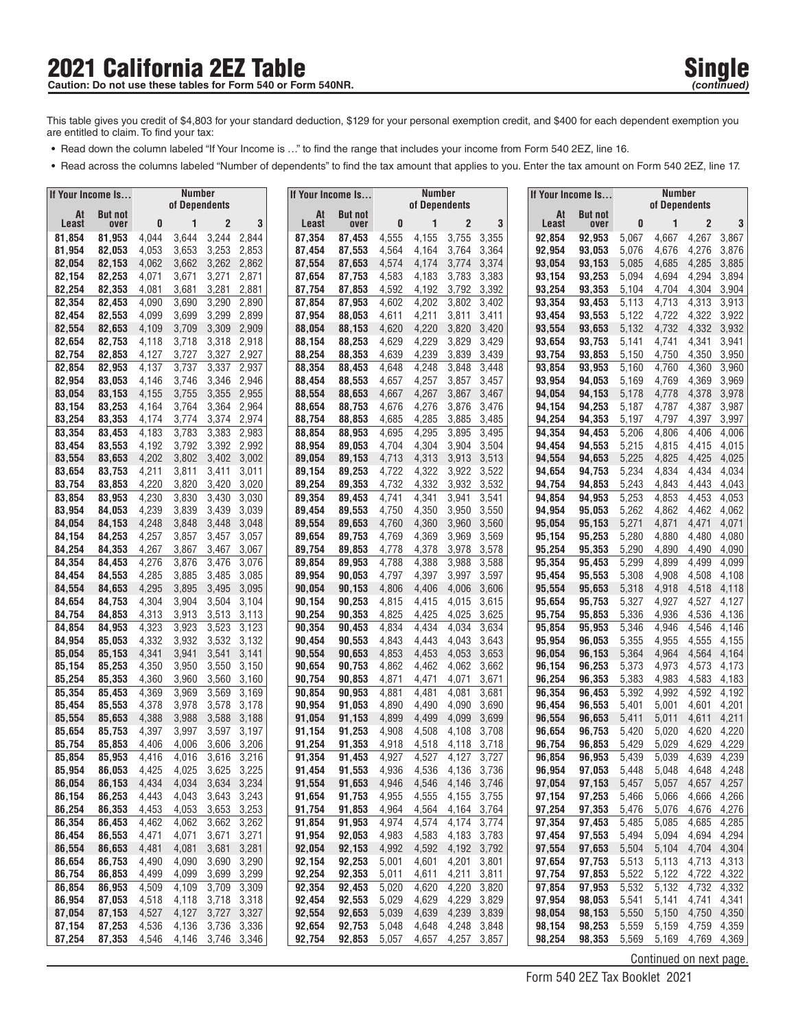# 2021 California 2EZ Table

**Caution: Do not use these tables for Form 540 or Form 540NR.**

**Single** *(continued)*

This table gives you credit of $4,803 for your standard deduction, $129 for your personal exemption credit, and $400 for each dependent exemption you are entitled to claim. To find your tax:

- Read down the column labeled "If Your Income is …" to find the range that includes your income from Form 540 2EZ, line 16.
- Read across the columns labeled "Number of dependents" to find the tax amount that applies to you. Enter the tax amount on Form 540 2EZ, line 17.

| If Your Income Is… | | Number of Dependents | | | |
|---|---|---|---|---|---|
| At Least | But not over | 0 | 1 | 2 | 3 |
| 81,854 | 81,953 | 4,044 | 3,644 | 3,244 | 2,844 |
| 81,954 | 82,053 | 4,053 | 3,653 | 3,253 | 2,853 |
| 82,054 | 82,153 | 4,062 | 3,662 | 3,262 | 2,862 |
| 82,154 | 82,253 | 4,071 | 3,671 | 3,271 | 2,871 |
| 82,254 | 82,353 | 4,081 | 3,681 | 3,281 | 2,881 |
| 82,354 | 82,453 | 4,090 | 3,690 | 3,290 | 2,890 |
| 82,454 | 82,553 | 4,099 | 3,699 | 3,299 | 2,899 |
| 82,554 | 82,653 | 4,109 | 3,709 | 3,309 | 2,909 |
| 82,654 | 82,753 | 4,118 | 3,718 | 3,318 | 2,918 |
| 82,754 | 82,853 | 4,127 | 3,727 | 3,327 | 2,927 |
| 82,854 | 82,953 | 4,137 | 3,737 | 3,337 | 2,937 |
| 82,954 | 83,053 | 4,146 | 3,746 | 3,346 | 2,946 |
| 83,054 | 83,153 | 4,155 | 3,755 | 3,355 | 2,955 |
| 83,154 | 83,253 | 4,164 | 3,764 | 3,364 | 2,964 |
| 83,254 | 83,353 | 4,174 | 3,774 | 3,374 | 2,974 |
| 83,354 | 83,453 | 4,183 | 3,783 | 3,383 | 2,983 |
| 83,454 | 83,553 | 4,192 | 3,792 | 3,392 | 2,992 |
| 83,554 | 83,653 | 4,202 | 3,802 | 3,402 | 3,002 |
| 83,654 | 83,753 | 4,211 | 3,811 | 3,411 | 3,011 |
| 83,754 | 83,853 | 4,220 | 3,820 | 3,420 | 3,020 |
| 83,854 | 83,953 | 4,230 | 3,830 | 3,430 | 3,030 |
| 83,954 | 84,053 | 4,239 | 3,839 | 3,439 | 3,039 |
| 84,054 | 84,153 | 4,248 | 3,848 | 3,448 | 3,048 |
| 84,154 | 84,253 | 4,257 | 3,857 | 3,457 | 3,057 |
| 84,254 | 84,353 | 4,267 | 3,867 | 3,467 | 3,067 |
| 84,354 | 84,453 | 4,276 | 3,876 | 3,476 | 3,076 |
| 84,454 | 84,553 | 4,285 | 3,885 | 3,485 | 3,085 |
| 84,554 | 84,653 | 4,295 | 3,895 | 3,495 | 3,095 |
| 84,654 | 84,753 | 4,304 | 3,904 | 3,504 | 3,104 |
| 84,754 | 84,853 | 4,313 | 3,913 | 3,513 | 3,113 |
| 84,854 | 84,953 | 4,323 | 3,923 | 3,523 | 3,123 |
| 84,954 | 85,053 | 4,332 | 3,932 | 3,532 | 3,132 |
| 85,054 | 85,153 | 4,341 | 3,941 | 3,541 | 3,141 |
| 85,154 | 85,253 | 4,350 | 3,950 | 3,550 | 3,150 |
| 85,254 | 85,353 | 4,360 | 3,960 | 3,560 | 3,160 |
| 85,354 | 85,453 | 4,369 | 3,969 | 3,569 | 3,169 |
| 85,454 | 85,553 | 4,378 | 3,978 | 3,578 | 3,178 |
| 85,554 | 85,653 | 4,388 | 3,988 | 3,588 | 3,188 |
| 85,654 | 85,753 | 4,397 | 3,997 | 3,597 | 3,197 |
| 85,754 | 85,853 | 4,406 | 4,006 | 3,606 | 3,206 |
| 85,854 | 85,953 | 4,416 | 4,016 | 3,616 | 3,216 |
| 85,954 | 86,053 | 4,425 | 4,025 | 3,625 | 3,225 |
| 86,054 | 86,153 | 4,434 | 4,034 | 3,634 | 3,234 |
| 86,154 | 86,253 | 4,443 | 4,043 | 3,643 | 3,243 |
| 86,254 | 86,353 | 4,453 | 4,053 | 3,653 | 3,253 |
| 86,354 | 86,453 | 4,462 | 4,062 | 3,662 | 3,262 |
| 86,454 | 86,553 | 4,471 | 4,071 | 3,671 | 3,271 |
| 86,554 | 86,653 | 4,481 | 4,081 | 3,681 | 3,281 |
| 86,654 | 86,753 | 4,490 | 4,090 | 3,690 | 3,290 |
| 86,754 | 86,853 | 4,499 | 4,099 | 3,699 | 3,299 |
| 86,854 | 86,953 | 4,509 | 4,109 | 3,709 | 3,309 |
| 86,954 | 87,053 | 4,518 | 4,118 | 3,718 | 3,318 |
| 87,054 | 87,153 | 4,527 | 4,127 | 3,727 | 3,327 |
| 87,154 | 87,253 | 4,536 | 4,136 | 3,736 | 3,336 |
| 87,254 | 87,353 | 4,546 | 4,146 | 3,746 | 3,346 |
| 87,354 | 87,453 | 4,555 | 4,155 | 3,755 | 3,355 |
| 87,454 | 87,553 | 4,564 | 4,164 | 3,764 | 3,364 |
| 87,554 | 87,653 | 4,574 | 4,174 | 3,774 | 3,374 |
| 87,654 | 87,753 | 4,583 | 4,183 | 3,783 | 3,383 |
| 87,754 | 87,853 | 4,592 | 4,192 | 3,792 | 3,392 |
| 87,854 | 87,953 | 4,602 | 4,202 | 3,802 | 3,402 |
| 87,954 | 88,053 | 4,611 | 4,211 | 3,811 | 3,411 |
| 88,054 | 88,153 | 4,620 | 4,220 | 3,820 | 3,420 |
| 88,154 | 88,253 | 4,629 | 4,229 | 3,829 | 3,429 |
| 88,254 | 88,353 | 4,639 | 4,239 | 3,839 | 3,439 |
| 88,354 | 88,453 | 4,648 | 4,248 | 3,848 | 3,448 |
| 88,454 | 88,553 | 4,657 | 4,257 | 3,857 | 3,457 |
| 88,554 | 88,653 | 4,667 | 4,267 | 3,867 | 3,467 |
| 88,654 | 88,753 | 4,676 | 4,276 | 3,876 | 3,476 |
| 88,754 | 88,853 | 4,685 | 4,285 | 3,885 | 3,485 |
| 88,854 | 88,953 | 4,695 | 4,295 | 3,895 | 3,495 |
| 88,954 | 89,053 | 4,704 | 4,304 | 3,904 | 3,504 |
| 89,054 | 89,153 | 4,713 | 4,313 | 3,913 | 3,513 |
| 89,154 | 89,253 | 4,722 | 4,322 | 3,922 | 3,522 |
| 89,254 | 89,353 | 4,732 | 4,332 | 3,932 | 3,532 |
| 89,354 | 89,453 | 4,741 | 4,341 | 3,941 | 3,541 |
| 89,454 | 89,553 | 4,750 | 4,350 | 3,950 | 3,550 |
| 89,554 | 89,653 | 4,760 | 4,360 | 3,960 | 3,560 |
| 89,654 | 89,753 | 4,769 | 4,369 | 3,969 | 3,569 |
| 89,754 | 89,853 | 4,778 | 4,378 | 3,978 | 3,578 |
| 89,854 | 89,953 | 4,788 | 4,388 | 3,988 | 3,588 |
| 89,954 | 90,053 | 4,797 | 4,397 | 3,997 | 3,597 |
| 90,054 | 90,153 | 4,806 | 4,406 | 4,006 | 3,606 |
| 90,154 | 90,253 | 4,815 | 4,415 | 4,015 | 3,615 |
| 90,254 | 90,353 | 4,825 | 4,425 | 4,025 | 3,625 |
| 90,354 | 90,453 | 4,834 | 4,434 | 4,034 | 3,634 |
| 90,454 | 90,553 | 4,843 | 4,443 | 4,043 | 3,643 |
| 90,554 | 90,653 | 4,853 | 4,453 | 4,053 | 3,653 |
| 90,654 | 90,753 | 4,862 | 4,462 | 4,062 | 3,662 |
| 90,754 | 90,853 | 4,871 | 4,471 | 4,071 | 3,671 |
| 90,854 | 90,953 | 4,881 | 4,481 | 4,081 | 3,681 |
| 90,954 | 91,053 | 4,890 | 4,490 | 4,090 | 3,690 |
| 91,054 | 91,153 | 4,899 | 4,499 | 4,099 | 3,699 |
| 91,154 | 91,253 | 4,908 | 4,508 | 4,108 | 3,708 |
| 91,254 | 91,353 | 4,918 | 4,518 | 4,118 | 3,718 |
| 91,354 | 91,453 | 4,927 | 4,527 | 4,127 | 3,727 |
| 91,454 | 91,553 | 4,936 | 4,536 | 4,136 | 3,736 |
| 91,554 | 91,653 | 4,946 | 4,546 | 4,146 | 3,746 |
| 91,654 | 91,753 | 4,955 | 4,555 | 4,155 | 3,755 |
| 91,754 | 91,853 | 4,964 | 4,564 | 4,164 | 3,764 |
| 91,854 | 91,953 | 4,974 | 4,574 | 4,174 | 3,774 |
| 91,954 | 92,053 | 4,983 | 4,583 | 4,183 | 3,783 |
| 92,054 | 92,153 | 4,992 | 4,592 | 4,192 | 3,792 |
| 92,154 | 92,253 | 5,001 | 4,601 | 4,201 | 3,801 |
| 92,254 | 92,353 | 5,011 | 4,611 | 4,211 | 3,811 |
| 92,354 | 92,453 | 5,020 | 4,620 | 4,220 | 3,820 |
| 92,454 | 92,553 | 5,029 | 4,629 | 4,229 | 3,829 |
| 92,554 | 92,653 | 5,039 | 4,639 | 4,239 | 3,839 |
| 92,654 | 92,753 | 5,048 | 4,648 | 4,248 | 3,848 |
| 92,754 | 92,853 | 5,057 | 4,657 | 4,257 | 3,857 |
| 92,854 | 92,953 | 5,067 | 4,667 | 4,267 | 3,867 |
| 92,954 | 93,053 | 5,076 | 4,676 | 4,276 | 3,876 |
| 93,054 | 93,153 | 5,085 | 4,685 | 4,285 | 3,885 |
| 93,154 | 93,253 | 5,094 | 4,694 | 4,294 | 3,894 |
| 93,254 | 93,353 | 5,104 | 4,704 | 4,304 | 3,904 |
| 93,354 | 93,453 | 5,113 | 4,713 | 4,313 | 3,913 |
| 93,454 | 93,553 | 5,122 | 4,722 | 4,322 | 3,922 |
| 93,554 | 93,653 | 5,132 | 4,732 | 4,332 | 3,932 |
| 93,654 | 93,753 | 5,141 | 4,741 | 4,341 | 3,941 |
| 93,754 | 93,853 | 5,150 | 4,750 | 4,350 | 3,950 |
| 93,854 | 93,953 | 5,160 | 4,760 | 4,360 | 3,960 |
| 93,954 | 94,053 | 5,169 | 4,769 | 4,369 | 3,969 |
| 94,054 | 94,153 | 5,178 | 4,778 | 4,378 | 3,978 |
| 94,154 | 94,253 | 5,187 | 4,787 | 4,387 | 3,987 |
| 94,254 | 94,353 | 5,197 | 4,797 | 4,397 | 3,997 |
| 94,354 | 94,453 | 5,206 | 4,806 | 4,406 | 4,006 |
| 94,454 | 94,553 | 5,215 | 4,815 | 4,415 | 4,015 |
| 94,554 | 94,653 | 5,225 | 4,825 | 4,425 | 4,025 |
| 94,654 | 94,753 | 5,234 | 4,834 | 4,434 | 4,034 |
| 94,754 | 94,853 | 5,243 | 4,843 | 4,443 | 4,043 |
| 94,854 | 94,953 | 5,253 | 4,853 | 4,453 | 4,053 |
| 94,954 | 95,053 | 5,262 | 4,862 | 4,462 | 4,062 |
| 95,054 | 95,153 | 5,271 | 4,871 | 4,471 | 4,071 |
| 95,154 | 95,253 | 5,280 | 4,880 | 4,480 | 4,080 |
| 95,254 | 95,353 | 5,290 | 4,890 | 4,490 | 4,090 |
| 95,354 | 95,453 | 5,299 | 4,899 | 4,499 | 4,099 |
| 95,454 | 95,553 | 5,308 | 4,908 | 4,508 | 4,108 |
| 95,554 | 95,653 | 5,318 | 4,918 | 4,518 | 4,118 |
| 95,654 | 95,753 | 5,327 | 4,927 | 4,527 | 4,127 |
| 95,754 | 95,853 | 5,336 | 4,936 | 4,536 | 4,136 |
| 95,854 | 95,953 | 5,346 | 4,946 | 4,546 | 4,146 |
| 95,954 | 96,053 | 5,355 | 4,955 | 4,555 | 4,155 |
| 96,054 | 96,153 | 5,364 | 4,964 | 4,564 | 4,164 |
| 96,154 | 96,253 | 5,373 | 4,973 | 4,573 | 4,173 |
| 96,254 | 96,353 | 5,383 | 4,983 | 4,583 | 4,183 |
| 96,354 | 96,453 | 5,392 | 4,992 | 4,592 | 4,192 |
| 96,454 | 96,553 | 5,401 | 5,001 | 4,601 | 4,201 |
| 96,554 | 96,653 | 5,411 | 5,011 | 4,611 | 4,211 |
| 96,654 | 96,753 | 5,420 | 5,020 | 4,620 | 4,220 |
| 96,754 | 96,853 | 5,429 | 5,029 | 4,629 | 4,229 |
| 96,854 | 96,953 | 5,439 | 5,039 | 4,639 | 4,239 |
| 96,954 | 97,053 | 5,448 | 5,048 | 4,648 | 4,248 |
| 97,054 | 97,153 | 5,457 | 5,057 | 4,657 | 4,257 |
| 97,154 | 97,253 | 5,466 | 5,066 | 4,666 | 4,266 |
| 97,254 | 97,353 | 5,476 | 5,076 | 4,676 | 4,276 |
| 97,354 | 97,453 | 5,485 | 5,085 | 4,685 | 4,285 |
| 97,454 | 97,553 | 5,494 | 5,094 | 4,694 | 4,294 |
| 97,554 | 97,653 | 5,504 | 5,104 | 4,704 | 4,304 |
| 97,654 | 97,753 | 5,513 | 5,113 | 4,713 | 4,313 |
| 97,754 | 97,853 | 5,522 | 5,122 | 4,722 | 4,322 |
| 97,854 | 97,953 | 5,532 | 5,132 | 4,732 | 4,332 |
| 97,954 | 98,053 | 5,541 | 5,141 | 4,741 | 4,341 |
| 98,054 | 98,153 | 5,550 | 5,150 | 4,750 | 4,350 |
| 98,154 | 98,253 | 5,559 | 5,159 | 4,759 | 4,359 |
| 98,254 | 98,353 | 5,569 | 5,169 | 4,769 | 4,369 |

Continued on next page.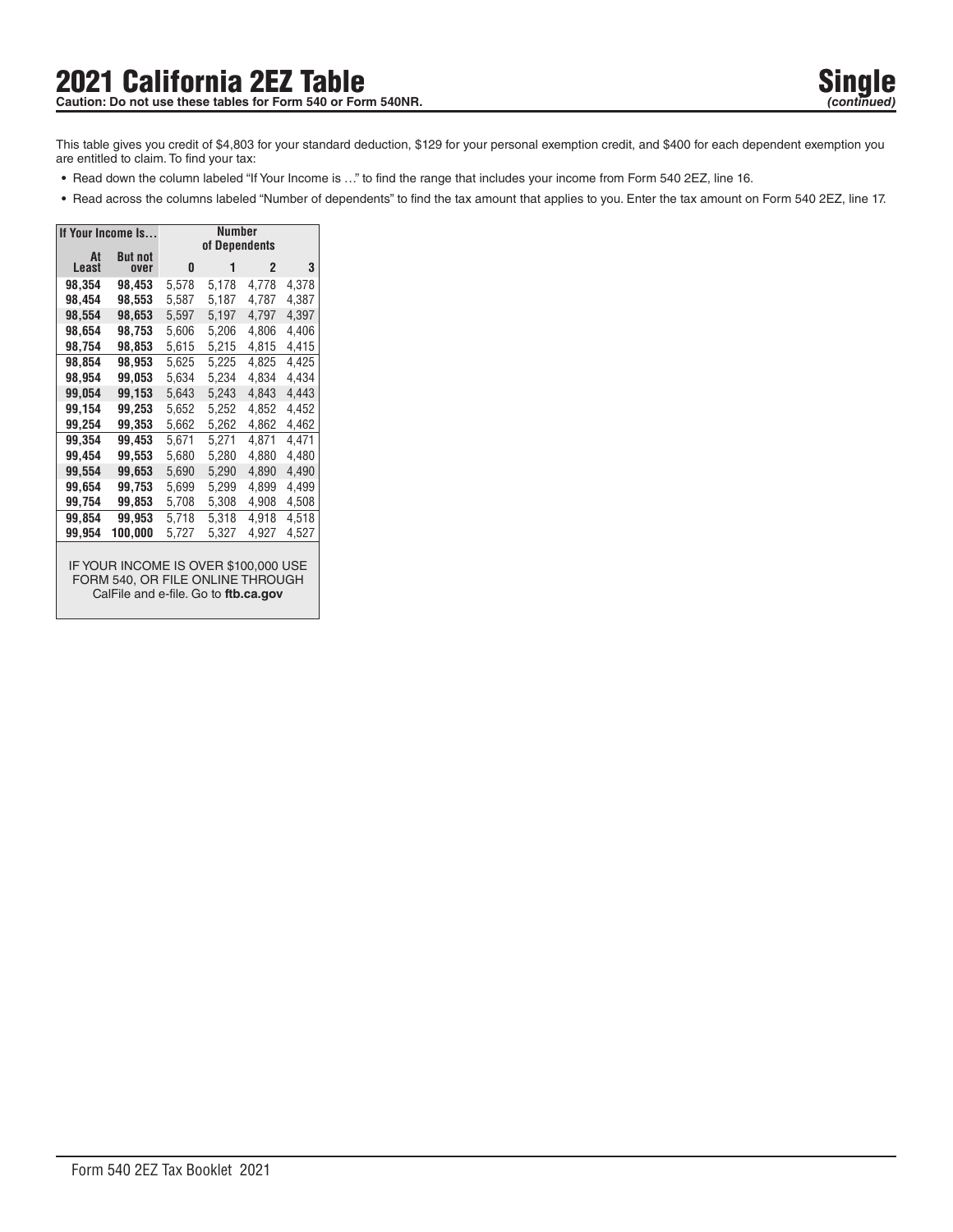# 2021 California 2EZ Table

**Caution: Do not use these tables for Form 540 or Form 540NR.**

**Single** *(continued)*

This table gives you credit of $4,803 for your standard deduction, $129 for your personal exemption credit, and $400 for each dependent exemption you are entitled to claim. To find your tax:

- Read down the column labeled "If Your Income is …" to find the range that includes your income from Form 540 2EZ, line 16.
- Read across the columns labeled "Number of dependents" to find the tax amount that applies to you. Enter the tax amount on Form 540 2EZ, line 17.

| If Your Income Is… | | Number of Dependents | | | |
|---|---|---|---|---|---|
| At Least | But not over | 0 | 1 | 2 | 3 |
| 98,354 | 98,453 | 5,578 | 5,178 | 4,778 | 4,378 |
| 98,454 | 98,553 | 5,587 | 5,187 | 4,787 | 4,387 |
| 98,554 | 98,653 | 5,597 | 5,197 | 4,797 | 4,397 |
| 98,654 | 98,753 | 5,606 | 5,206 | 4,806 | 4,406 |
| 98,754 | 98,853 | 5,615 | 5,215 | 4,815 | 4,415 |
| 98,854 | 98,953 | 5,625 | 5,225 | 4,825 | 4,425 |
| 98,954 | 99,053 | 5,634 | 5,234 | 4,834 | 4,434 |
| 99,054 | 99,153 | 5,643 | 5,243 | 4,843 | 4,443 |
| 99,154 | 99,253 | 5,652 | 5,252 | 4,852 | 4,452 |
| 99,254 | 99,353 | 5,662 | 5,262 | 4,862 | 4,462 |
| 99,354 | 99,453 | 5,671 | 5,271 | 4,871 | 4,471 |
| 99,454 | 99,553 | 5,680 | 5,280 | 4,880 | 4,480 |
| 99,554 | 99,653 | 5,690 | 5,290 | 4,890 | 4,490 |
| 99,654 | 99,753 | 5,699 | 5,299 | 4,899 | 4,499 |
| 99,754 | 99,853 | 5,708 | 5,308 | 4,908 | 4,508 |
| 99,854 | 99,953 | 5,718 | 5,318 | 4,918 | 4,518 |
| 99,954 | 100,000 | 5,727 | 5,327 | 4,927 | 4,527 |

IF YOUR INCOME IS OVER $100,000 USE FORM 540, OR FILE ONLINE THROUGH CalFile and e-file. Go to **ftb.ca.gov**